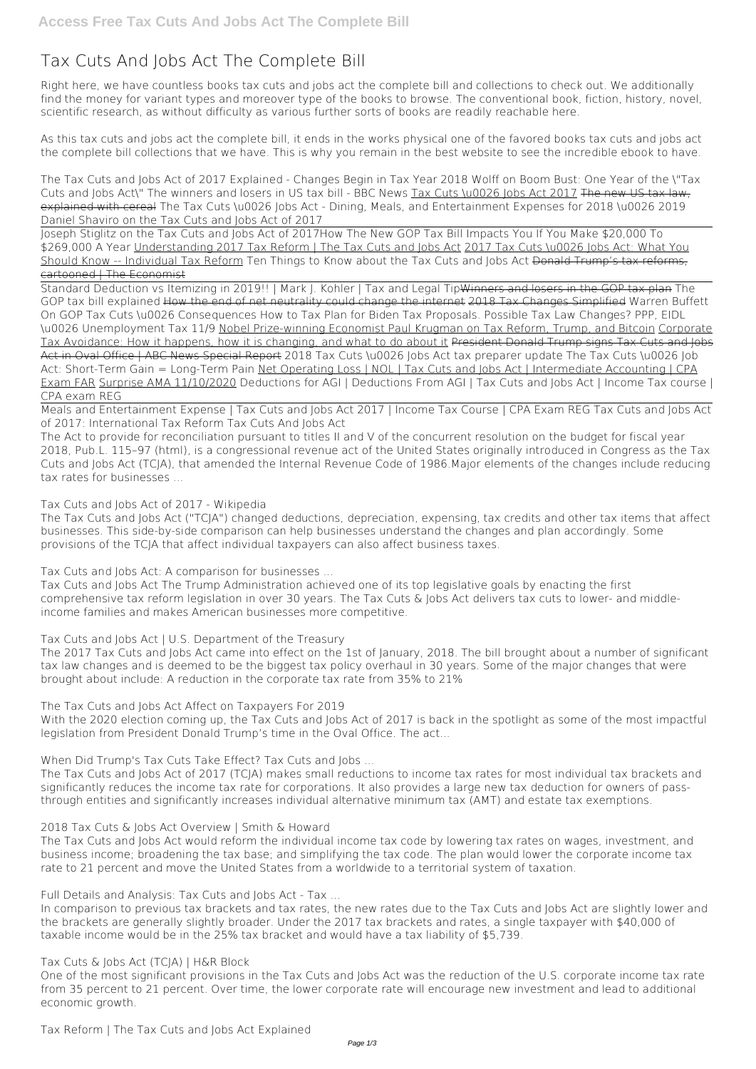# Tax Cuts And Jobs Act The Complete Bill

Right here, we have countless books tax cuts and jobs act the complete bill and collections to check out. We additionally find the money for variant types and moreover type of the books to browse. The conventional book, fiction, history, novel, scientific research, as without difficulty as various further sorts of books are here readily reachable here.

As this tax cuts and jobs act the complete bill, it ends in the works physical one of the favored books tax cuts and jobs act the complete bill collections that we have. This is why you remain in the best website to see the incredible ebook to have.

*The Tax Cuts and Jobs Act of 2017 Explained - Changes Begin in Tax Year 2018* *Wolff on Boom Bust: One Year of the \"Tax Cuts and Jobs Act\"* *The winners and losers in US tax bill - BBC News* Tax Cuts \u0026 Jobs Act 2017 ~~The new US tax law, explained with cereal~~ *The Tax Cuts \u0026 Jobs Act - Dining, Meals, and Entertainment Expenses for 2018 \u0026 2019* *Daniel Shaviro on the Tax Cuts and Jobs Act of 2017*

Joseph Stiglitz on the Tax Cuts and Jobs Act of 2017*How The New GOP Tax Bill Impacts You If You Make $20,000 To $269,000 A Year* Understanding 2017 Tax Reform | The Tax Cuts and Jobs Act 2017 Tax Cuts \u0026 Jobs Act: What You Should Know -- Individual Tax Reform *Ten Things to Know about the Tax Cuts and Jobs Act* ~~Donald Trump's tax reforms, cartooned | The Economist~~

Standard Deduction vs Itemizing in 2019!! | Mark J. Kohler | Tax and Legal Tip~~Winners and losers in the GOP tax plan~~ *The GOP tax bill explained* How the end of net neutrality could change the internet 2018 Tax Changes Simplified *Warren Buffett On GOP Tax Cuts \u0026 Consequences* *How to Tax Plan for Biden Tax Proposals. Possible Tax Law Changes? PPP, EIDL \u0026 Unemployment Tax 11/9* Nobel Prize-winning Economist Paul Krugman on Tax Reform, Trump, and Bitcoin Corporate Tax Avoidance: How it happens, how it is changing, and what to do about it ~~President Donald Trump signs Tax Cuts and Jobs Act in Oval Office | ABC News Special Report~~ *2018 Tax Cuts \u0026 Jobs Act tax preparer update* *The Tax Cuts \u0026 Job Act: Short-Term Gain = Long-Term Pain* Net Operating Loss | NOL | Tax Cuts and Jobs Act | Intermediate Accounting | CPA Exam FAR Surprise AMA 11/10/2020 *Deductions for AGI | Deductions From AGI | Tax Cuts and Jobs Act | Income Tax course | CPA exam REG*

Meals and Entertainment Expense | Tax Cuts and Jobs Act 2017 | Income Tax Course | CPA Exam REG *Tax Cuts and Jobs Act of 2017: International Tax Reform* **Tax Cuts And Jobs Act**

The Act to provide for reconciliation pursuant to titles II and V of the concurrent resolution on the budget for fiscal year 2018, Pub.L. 115–97 (html), is a congressional revenue act of the United States originally introduced in Congress as the Tax Cuts and Jobs Act (TCJA), that amended the Internal Revenue Code of 1986.Major elements of the changes include reducing tax rates for businesses ...

**Tax Cuts and Jobs Act of 2017 - Wikipedia**

The Tax Cuts and Jobs Act ("TCJA") changed deductions, depreciation, expensing, tax credits and other tax items that affect businesses. This side-by-side comparison can help businesses understand the changes and plan accordingly. Some provisions of the TCJA that affect individual taxpayers can also affect business taxes.

**Tax Cuts and Jobs Act: A comparison for businesses ...**

Tax Cuts and Jobs Act The Trump Administration achieved one of its top legislative goals by enacting the first comprehensive tax reform legislation in over 30 years. The Tax Cuts & Jobs Act delivers tax cuts to lower- and middle-income families and makes American businesses more competitive.

**Tax Cuts and Jobs Act | U.S. Department of the Treasury**

The 2017 Tax Cuts and Jobs Act came into effect on the 1st of January, 2018. The bill brought about a number of significant tax law changes and is deemed to be the biggest tax policy overhaul in 30 years. Some of the major changes that were brought about include: A reduction in the corporate tax rate from 35% to 21%

**The Tax Cuts and Jobs Act Affect on Taxpayers For 2019**

With the 2020 election coming up, the Tax Cuts and Jobs Act of 2017 is back in the spotlight as some of the most impactful legislation from President Donald Trump's time in the Oval Office. The act...

**When Did Trump's Tax Cuts Take Effect? Tax Cuts and Jobs ...**

The Tax Cuts and Jobs Act of 2017 (TCJA) makes small reductions to income tax rates for most individual tax brackets and significantly reduces the income tax rate for corporations. It also provides a large new tax deduction for owners of pass-through entities and significantly increases individual alternative minimum tax (AMT) and estate tax exemptions.

**2018 Tax Cuts & Jobs Act Overview | Smith & Howard**

The Tax Cuts and Jobs Act would reform the individual income tax code by lowering tax rates on wages, investment, and business income; broadening the tax base; and simplifying the tax code. The plan would lower the corporate income tax rate to 21 percent and move the United States from a worldwide to a territorial system of taxation.

**Full Details and Analysis: Tax Cuts and Jobs Act - Tax ...**

In comparison to previous tax brackets and tax rates, the new rates due to the Tax Cuts and Jobs Act are slightly lower and the brackets are generally slightly broader. Under the 2017 tax brackets and rates, a single taxpayer with $40,000 of taxable income would be in the 25% tax bracket and would have a tax liability of $5,739.

**Tax Cuts & Jobs Act (TCJA) | H&R Block**

One of the most significant provisions in the Tax Cuts and Jobs Act was the reduction of the U.S. corporate income tax rate from 35 percent to 21 percent. Over time, the lower corporate rate will encourage new investment and lead to additional economic growth.

**Tax Reform | The Tax Cuts and Jobs Act Explained**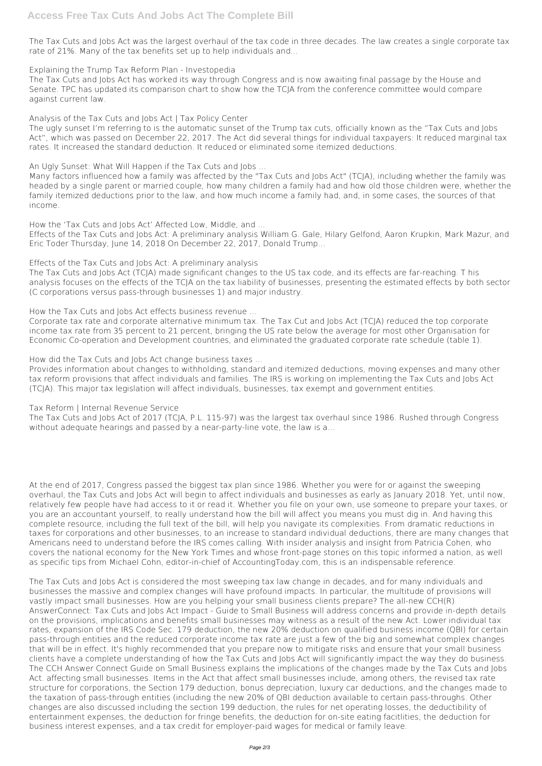The Tax Cuts and Jobs Act was the largest overhaul of the tax code in three decades. The law creates a single corporate tax rate of 21%. Many of the tax benefits set up to help individuals and...

**Explaining the Trump Tax Reform Plan - Investopedia**

The Tax Cuts and Jobs Act has worked its way through Congress and is now awaiting final passage by the House and Senate. TPC has updated its comparison chart to show how the TCJA from the conference committee would compare against current law.

**Analysis of the Tax Cuts and Jobs Act | Tax Policy Center**

The ugly sunset I'm referring to is the automatic sunset of the Trump tax cuts, officially known as the "Tax Cuts and Jobs Act", which was passed on December 22, 2017. The Act did several things for individual taxpayers: It reduced marginal tax rates. It increased the standard deduction. It reduced or eliminated some itemized deductions.

**An Ugly Sunset: What Will Happen if the Tax Cuts and Jobs ...**

Many factors influenced how a family was affected by the "Tax Cuts and Jobs Act" (TCJA), including whether the family was headed by a single parent or married couple, how many children a family had and how old those children were, whether the family itemized deductions prior to the law, and how much income a family had, and, in some cases, the sources of that income.

**How the 'Tax Cuts and Jobs Act' Affected Low, Middle, and ...**

Effects of the Tax Cuts and Jobs Act: A preliminary analysis William G. Gale, Hilary Gelfond, Aaron Krupkin, Mark Mazur, and Eric Toder Thursday, June 14, 2018 On December 22, 2017, Donald Trump...

**Effects of the Tax Cuts and Jobs Act: A preliminary analysis**

The Tax Cuts and Jobs Act (TCJA) made significant changes to the US tax code, and its effects are far-reaching. T his analysis focuses on the effects of the TCJA on the tax liability of businesses, presenting the estimated effects by both sector (C corporations versus pass-through businesses 1) and major industry.

**How the Tax Cuts and Jobs Act effects business revenue ...**

Corporate tax rate and corporate alternative minimum tax. The Tax Cut and Jobs Act (TCJA) reduced the top corporate income tax rate from 35 percent to 21 percent, bringing the US rate below the average for most other Organisation for Economic Co-operation and Development countries, and eliminated the graduated corporate rate schedule (table 1).

**How did the Tax Cuts and Jobs Act change business taxes ...**

Provides information about changes to withholding, standard and itemized deductions, moving expenses and many other tax reform provisions that affect individuals and families. The IRS is working on implementing the Tax Cuts and Jobs Act (TCJA). This major tax legislation will affect individuals, businesses, tax exempt and government entities.

**Tax Reform | Internal Revenue Service**

The Tax Cuts and Jobs Act of 2017 (TCJA, P.L. 115-97) was the largest tax overhaul since 1986. Rushed through Congress without adequate hearings and passed by a near-party-line vote, the law is a...

At the end of 2017, Congress passed the biggest tax plan since 1986. Whether you were for or against the sweeping overhaul, the Tax Cuts and Jobs Act will begin to affect individuals and businesses as early as January 2018. Yet, until now, relatively few people have had access to it or read it. Whether you file on your own, use someone to prepare your taxes, or you are an accountant yourself, to really understand how the bill will affect you means you must dig in. And having this complete resource, including the full text of the bill, will help you navigate its complexities. From dramatic reductions in taxes for corporations and other businesses, to an increase to standard individual deductions, there are many changes that Americans need to understand before the IRS comes calling. With insider analysis and insight from Patricia Cohen, who covers the national economy for the New York Times and whose front-page stories on this topic informed a nation, as well as specific tips from Michael Cohn, editor-in-chief of AccountingToday.com, this is an indispensable reference.

The Tax Cuts and Jobs Act is considered the most sweeping tax law change in decades, and for many individuals and businesses the massive and complex changes will have profound impacts. In particular, the multitude of provisions will vastly impact small businesses. How are you helping your small business clients prepare? The all-new CCH(R) AnswerConnect: Tax Cuts and Jobs Act Impact - Guide to Small Business will address concerns and provide in-depth details on the provisions, implications and benefits small businesses may witness as a result of the new Act. Lower individual tax rates, expansion of the IRS Code Sec. 179 deduction, the new 20% deduction on qualified business income (QBI) for certain pass-through entities and the reduced corporate income tax rate are just a few of the big and somewhat complex changes that will be in effect. It's highly recommended that you prepare now to mitigate risks and ensure that your small business clients have a complete understanding of how the Tax Cuts and Jobs Act will significantly impact the way they do business. The CCH Answer Connect Guide on Small Business explains the implications of the changes made by the Tax Cuts and Jobs Act. affecting small businesses. Items in the Act that affect small businesses include, among others, the revised tax rate structure for corporations, the Section 179 deduction, bonus depreciation, luxury car deductions, and the changes made to the taxation of pass-through entities (including the new 20% of QBI deduction available to certain pass-throughs. Other changes are also discussed including the section 199 deduction, the rules for net operating losses, the deductibility of entertainment expenses, the deduction for fringe benefits, the deduction for on-site eating facitlities, the deduction for business interest expenses, and a tax credit for employer-paid wages for medical or family leave.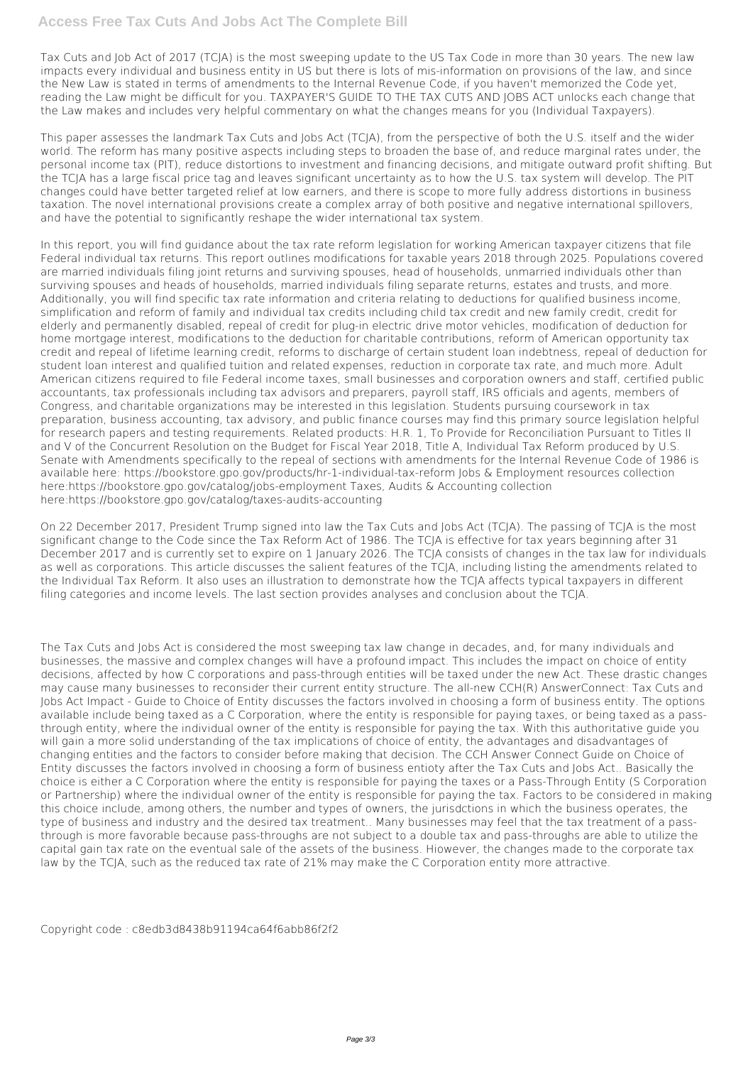Tax Cuts and Job Act of 2017 (TCJA) is the most sweeping update to the US Tax Code in more than 30 years. The new law impacts every individual and business entity in US but there is lots of mis-information on provisions of the law, and since the New Law is stated in terms of amendments to the Internal Revenue Code, if you haven't memorized the Code yet, reading the Law might be difficult for you. TAXPAYER'S GUIDE TO THE TAX CUTS AND JOBS ACT unlocks each change that the Law makes and includes very helpful commentary on what the changes means for you (Individual Taxpayers).

This paper assesses the landmark Tax Cuts and Jobs Act (TCJA), from the perspective of both the U.S. itself and the wider world. The reform has many positive aspects including steps to broaden the base of, and reduce marginal rates under, the personal income tax (PIT), reduce distortions to investment and financing decisions, and mitigate outward profit shifting. But the TCJA has a large fiscal price tag and leaves significant uncertainty as to how the U.S. tax system will develop. The PIT changes could have better targeted relief at low earners, and there is scope to more fully address distortions in business taxation. The novel international provisions create a complex array of both positive and negative international spillovers, and have the potential to significantly reshape the wider international tax system.

In this report, you will find guidance about the tax rate reform legislation for working American taxpayer citizens that file Federal individual tax returns. This report outlines modifications for taxable years 2018 through 2025. Populations covered are married individuals filing joint returns and surviving spouses, head of households, unmarried individuals other than surviving spouses and heads of households, married individuals filing separate returns, estates and trusts, and more. Additionally, you will find specific tax rate information and criteria relating to deductions for qualified business income, simplification and reform of family and individual tax credits including child tax credit and new family credit, credit for elderly and permanently disabled, repeal of credit for plug-in electric drive motor vehicles, modification of deduction for home mortgage interest, modifications to the deduction for charitable contributions, reform of American opportunity tax credit and repeal of lifetime learning credit, reforms to discharge of certain student loan indebtness, repeal of deduction for student loan interest and qualified tuition and related expenses, reduction in corporate tax rate, and much more. Adult American citizens required to file Federal income taxes, small businesses and corporation owners and staff, certified public accountants, tax professionals including tax advisors and preparers, payroll staff, IRS officials and agents, members of Congress, and charitable organizations may be interested in this legislation. Students pursuing coursework in tax preparation, business accounting, tax advisory, and public finance courses may find this primary source legislation helpful for research papers and testing requirements. Related products: H.R. 1, To Provide for Reconciliation Pursuant to Titles II and V of the Concurrent Resolution on the Budget for Fiscal Year 2018, Title A, Individual Tax Reform produced by U.S. Senate with Amendments specifically to the repeal of sections with amendments for the Internal Revenue Code of 1986 is available here: https://bookstore.gpo.gov/products/hr-1-individual-tax-reform Jobs & Employment resources collection here:https://bookstore.gpo.gov/catalog/jobs-employment Taxes, Audits & Accounting collection here:https://bookstore.gpo.gov/catalog/taxes-audits-accounting

On 22 December 2017, President Trump signed into law the Tax Cuts and Jobs Act (TCJA). The passing of TCJA is the most significant change to the Code since the Tax Reform Act of 1986. The TCJA is effective for tax years beginning after 31 December 2017 and is currently set to expire on 1 January 2026. The TCJA consists of changes in the tax law for individuals as well as corporations. This article discusses the salient features of the TCJA, including listing the amendments related to the Individual Tax Reform. It also uses an illustration to demonstrate how the TCJA affects typical taxpayers in different filing categories and income levels. The last section provides analyses and conclusion about the TCJA.

The Tax Cuts and Jobs Act is considered the most sweeping tax law change in decades, and, for many individuals and businesses, the massive and complex changes will have a profound impact. This includes the impact on choice of entity decisions, affected by how C corporations and pass-through entities will be taxed under the new Act. These drastic changes may cause many businesses to reconsider their current entity structure. The all-new CCH(R) AnswerConnect: Tax Cuts and Jobs Act Impact - Guide to Choice of Entity discusses the factors involved in choosing a form of business entity. The options available include being taxed as a C Corporation, where the entity is responsible for paying taxes, or being taxed as a pass-through entity, where the individual owner of the entity is responsible for paying the tax. With this authoritative guide you will gain a more solid understanding of the tax implications of choice of entity, the advantages and disadvantages of changing entities and the factors to consider before making that decision. The CCH Answer Connect Guide on Choice of Entity discusses the factors involved in choosing a form of business entioty after the Tax Cuts and Jobs Act.. Basically the choice is either a C Corporation where the entity is responsible for paying the taxes or a Pass-Through Entity (S Corporation or Partnership) where the individual owner of the entity is responsible for paying the tax. Factors to be considered in making this choice include, among others, the number and types of owners, the jurisdctions in which the business operates, the type of business and industry and the desired tax treatment.. Many businesses may feel that the tax treatment of a pass-through is more favorable because pass-throughs are not subject to a double tax and pass-throughs are able to utilize the capital gain tax rate on the eventual sale of the assets of the business. Hiowever, the changes made to the corporate tax law by the TCJA, such as the reduced tax rate of 21% may make the C Corporation entity more attractive.

Copyright code : c8edb3d8438b91194ca64f6abb86f2f2